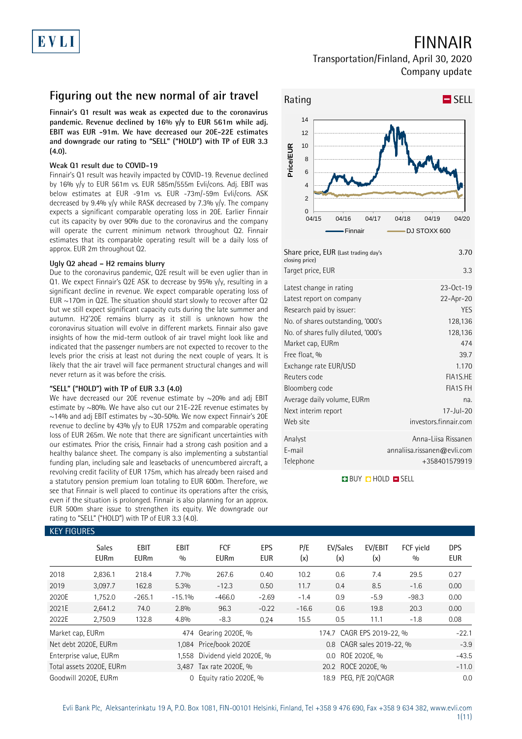# FINNAIR

Transportation/Finland, April 30, 2020

Company update

## Figuring out the new normal of air travel

**Finnair's Q1 result was weak as expected due to the coronavirus pandemic. Revenue declined by 16% y/y to EUR 561m while adj. EBIT was EUR -91m. We have decreased our 20E-22E estimates and downgrade our rating to "SELL" ("HOLD") with TP of EUR 3.3 (4.0).**

### Weak Q1 result due to COVID-19

Finnair's Q1 result was heavily impacted by COVID-19. Revenue declined by 16% y/y to EUR 561m vs. EUR 585m/555m Evli/cons. Adj. EBIT was below estimates at EUR -91m vs. EUR -73m/-59m Evli/cons. ASK decreased by 9.4% y/y while RASK decreased by 7.3% y/y. The company expects a significant comparable operating loss in 20E. Earlier Finnair cut its capacity by over 90% due to the coronavirus and the company will operate the current minimum network throughout Q2. Finnair estimates that its comparable operating result will be a daily loss of approx. EUR 2m throughout Q2.

### Ugly Q2 ahead – H2 remains blurry

Due to the coronavirus pandemic, Q2E result will be even uglier than in Q1. We expect Finnair's Q2E ASK to decrease by 95% y/y, resulting in a significant decline in revenue. We expect comparable operating loss of EUR ~170m in Q2E. The situation should start slowly to recover after Q2 but we still expect significant capacity cuts during the late summer and autumn. H2'20E remains blurry as it still is unknown how the coronavirus situation will evolve in different markets. Finnair also gave insights of how the mid-term outlook of air travel might look like and indicated that the passenger numbers are not expected to recover to the levels prior the crisis at least not during the next couple of years. It is likely that the air travel will face permanent structural changes and will never return as it was before the crisis.

### "SELL" ("HOLD") with TP of EUR 3.3 (4.0)

We have decreased our 20E revenue estimate by ~20% and adj EBIT estimate by ~80%. We have also cut our 21E-22E revenue estimates by ~14% and adj EBIT estimates by ~30-50%. We now expect Finnair's 20E revenue to decline by 43% y/y to EUR 1752m and comparable operating loss of EUR 265m. We note that there are significant uncertainties with our estimates. Prior the crisis, Finnair had a strong cash position and a healthy balance sheet. The company is also implementing a substantial funding plan, including sale and leasebacks of unencumbered aircraft, a revolving credit facility of EUR 175m, which has already been raised and a statutory pension premium loan totaling to EUR 600m. Therefore, we see that Finnair is well placed to continue its operations after the crisis, even if the situation is prolonged. Finnair is also planning for an approx. EUR 500m share issue to strengthen its equity. We downgrade our rating to "SELL" ("HOLD") with TP of EUR 3.3 (4.0).

Rating: SELL

| | |
|---|---|
| Share price, EUR (Last trading day's closing price) | 3.70 |
| Target price, EUR | 3.3 |
| Latest change in rating | 23-Oct-19 |
| Latest report on company | 22-Apr-20 |
| Research paid by issuer: | YES |
| No. of shares outstanding, '000's | 128,136 |
| No. of shares fully diluted, '000's | 128,136 |
| Market cap, EURm | 474 |
| Free float, % | 39.7 |
| Exchange rate EUR/USD | 1.170 |
| Reuters code | FIA1S.HE |
| Bloomberg code | FIA1S FH |
| Average daily volume, EURm | na. |
| Next interim report | 17-Jul-20 |
| Web site | investors.finnair.com |
| Analyst | Anna-Liisa Rissanen |
| E-mail | annaliisa.rissanen@evli.com |
| Telephone | +358401579919 |

BUY HOLD SELL

## KEY FIGURES

| | Sales EURm | EBIT EURm | EBIT % | FCF EURm | EPS EUR | P/E (x) | EV/Sales (x) | EV/EBIT (x) | FCF yield % | DPS EUR |
|---|---|---|---|---|---|---|---|---|---|---|
| 2018 | 2,836.1 | 218.4 | 7.7% | 267.6 | 0.40 | 10.2 | 0.6 | 7.4 | 29.5 | 0.27 |
| 2019 | 3,097.7 | 162.8 | 5.3% | -12.3 | 0.50 | 11.7 | 0.4 | 8.5 | -1.6 | 0.00 |
| 2020E | 1,752.0 | -265.1 | -15.1% | -466.0 | -2.69 | -1.4 | 0.9 | -5.9 | -98.3 | 0.00 |
| 2021E | 2,641.2 | 74.0 | 2.8% | 96.3 | -0.22 | -16.6 | 0.6 | 19.8 | 20.3 | 0.00 |
| 2022E | 2,750.9 | 132.8 | 4.8% | -8.3 | 0.24 | 15.5 | 0.5 | 11.1 | -1.8 | 0.08 |

| | | | | | |
|---|---|---|---|---|---|
| Market cap, EURm | 474 | Gearing 2020E, % | 174.7 | CAGR EPS 2019-22, % | -22.1 |
| Net debt 2020E, EURm | 1,084 | Price/book 2020E | 0.8 | CAGR sales 2019-22, % | -3.9 |
| Enterprise value, EURm | 1,558 | Dividend yield 2020E, % | 0.0 | ROE 2020E, % | -43.5 |
| Total assets 2020E, EURm | 3,487 | Tax rate 2020E, % | 20.2 | ROCE 2020E, % | -11.0 |
| Goodwill 2020E, EURm | 0 | Equity ratio 2020E, % | 18.9 | PEG, P/E 20/CAGR | 0.0 |

Evli Bank Plc, Aleksanterinkatu 19 A, P.O. Box 1081, FIN-00101 Helsinki, Finland, Tel +358 9 476 690, Fax +358 9 634 382, www.evli.com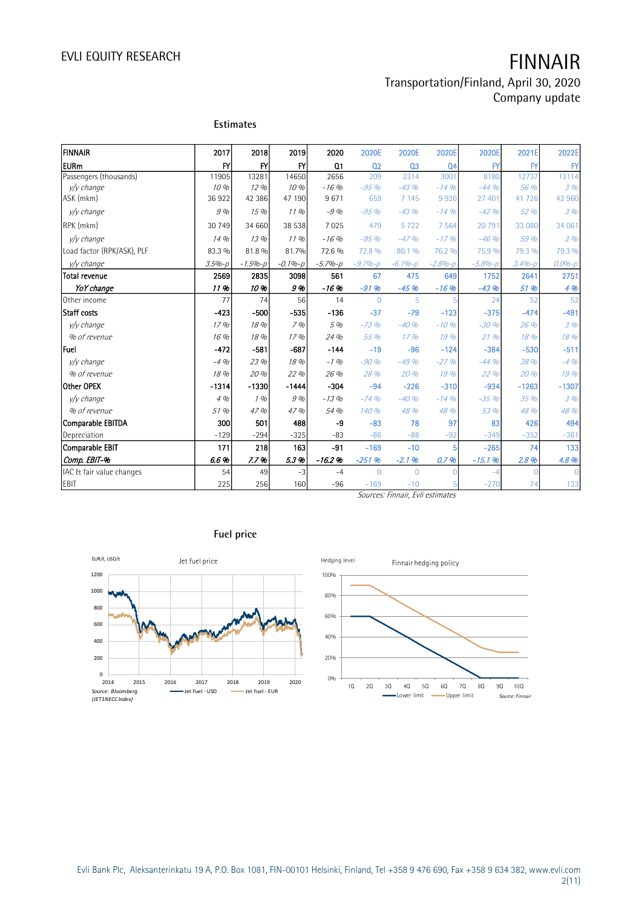## Estimates

| FINNAIR<br>EURm | 2017<br>FY | 2018<br>FY | 2019<br>FY | 2020<br>Q1 | 2020E<br>Q2 | 2020E<br>Q3 | 2020E<br>Q4 | 2020E<br>FY | 2021E<br>FY | 2022E<br>FY |
|---|---|---|---|---|---|---|---|---|---|---|
| Passengers (thousands) | 11905 | 13281 | 14650 | 2656 | 209 | 2314 | 3001 | 8180 | 12737 | 13114 |
| *y/y change* | *10 %* | *12 %* | *10 %* | *-16 %* | *-95 %* | *-43 %* | *-14 %* | *-44 %* | *56 %* | *3 %* |
| ASK (mkm) | 36 922 | 42 386 | 47 190 | 9 671 | 659 | 7 145 | 9 926 | 27 401 | 41 726 | 42 960 |
| *y/y change* | *9 %* | *15 %* | *11 %* | *-9 %* | *-95 %* | *-43 %* | *-14 %* | *-42 %* | *52 %* | *3 %* |
| RPK (mkm) | 30 749 | 34 660 | 38 538 | 7 025 | 479 | 5 722 | 7 564 | 20 791 | 33 080 | 34 061 |
| *y/y change* | *14 %* | *13 %* | *11 %* | *-16 %* | *-95 %* | *-47 %* | *-17 %* | *-46 %* | *59 %* | *3 %* |
| Load factor (RPK/ASK), PLF | 83.3 % | 81.8 % | 81.7% | 72.6 % | 72.8 % | 80.1 % | 76.2 % | 75.9 % | 79.3 % | 79.3 % |
| *y/y change* | *3.5%-p* | *-1.5%-p* | *-0.1%-p* | *-5.7%-p* | *-9.7%-p* | *-6.1%-p* | *-2.8%-p* | *-5.8%-p* | *3.4%-p* | *0.0%-p* |
| **Total revenue** | **2569** | **2835** | **3098** | **561** | **67** | **475** | **649** | **1752** | **2641** | **2751** |
| ***YoY change*** | ***11 %*** | ***10 %*** | ***9 %*** | ***-16 %*** | ***-91 %*** | ***-45 %*** | ***-16 %*** | ***-43 %*** | ***51 %*** | ***4 %*** |
| Other income | 77 | 74 | 56 | 14 | 0 | 5 | 5 | 24 | 52 | 52 |
| **Staff costs** | **-423** | **-500** | **-535** | **-136** | **-37** | **-79** | **-123** | **-375** | **-474** | **-491** |
| *y/y change* | *17 %* | *18 %* | *7 %* | *5 %* | *-73 %* | *-40 %* | *-10 %* | *-30 %* | *26 %* | *3 %* |
| *% of revenue* | *16 %* | *18 %* | *17 %* | *24 %* | *55 %* | *17 %* | *19 %* | *21 %* | *18 %* | *18 %* |
| **Fuel** | **-472** | **-581** | **-687** | **-144** | **-19** | **-96** | **-124** | **-384** | **-530** | **-511** |
| *y/y change* | *-4 %* | *23 %* | *18 %* | *-1 %* | *-90 %* | *-49 %* | *-27 %* | *-44 %* | *38 %* | *-4 %* |
| *% of revenue* | *18 %* | *20 %* | *22 %* | *26 %* | *28 %* | *20 %* | *19 %* | *22 %* | *20 %* | *19 %* |
| **Other OPEX** | **-1314** | **-1330** | **-1444** | **-304** | **-94** | **-226** | **-310** | **-934** | **-1263** | **-1307** |
| *y/y change* | *4 %* | *1 %* | *9 %* | *-13 %* | *-74 %* | *-40 %* | *-14 %* | *-35 %* | *35 %* | *3 %* |
| *% of revenue* | *51 %* | *47 %* | *47 %* | *54 %* | *140 %* | *48 %* | *48 %* | *53 %* | *48 %* | *48 %* |
| **Comparable EBITDA** | **300** | **501** | **488** | **-9** | **-83** | **78** | **97** | **83** | **426** | **494** |
| Depreciation | -129 | -294 | -325 | -83 | -86 | -88 | -92 | -349 | -352 | -361 |
| **Comparable EBIT** | **171** | **218** | **163** | **-91** | **-169** | **-10** | **5** | **-265** | **74** | **133** |
| ***Comp. EBIT-%*** | ***6.6 %*** | ***7.7 %*** | ***5.3 %*** | ***-16.2 %*** | ***-251 %*** | ***-2.1 %*** | ***0.7 %*** | ***-15.1 %*** | ***2.8 %*** | ***4.8 %*** |
| IAC & fair value changes | 54 | 49 | -3 | -4 | 0 | 0 | 0 | -4 | 0 | 0 |
| EBIT | 225 | 256 | 160 | -96 | -169 | -10 | 5 | -270 | 74 | 133 |

*Sources: Finnair, Evli estimates*

## Fuel price

Jet fuel price (EUR/t, USD/t) — Jet Fuel - USD; Jet Fuel - EUR

Source: Bloomberg (JET1NECC Index)

Finnair hedging policy (Hedging level) — Lower limit; Upper limit

Source: Finnair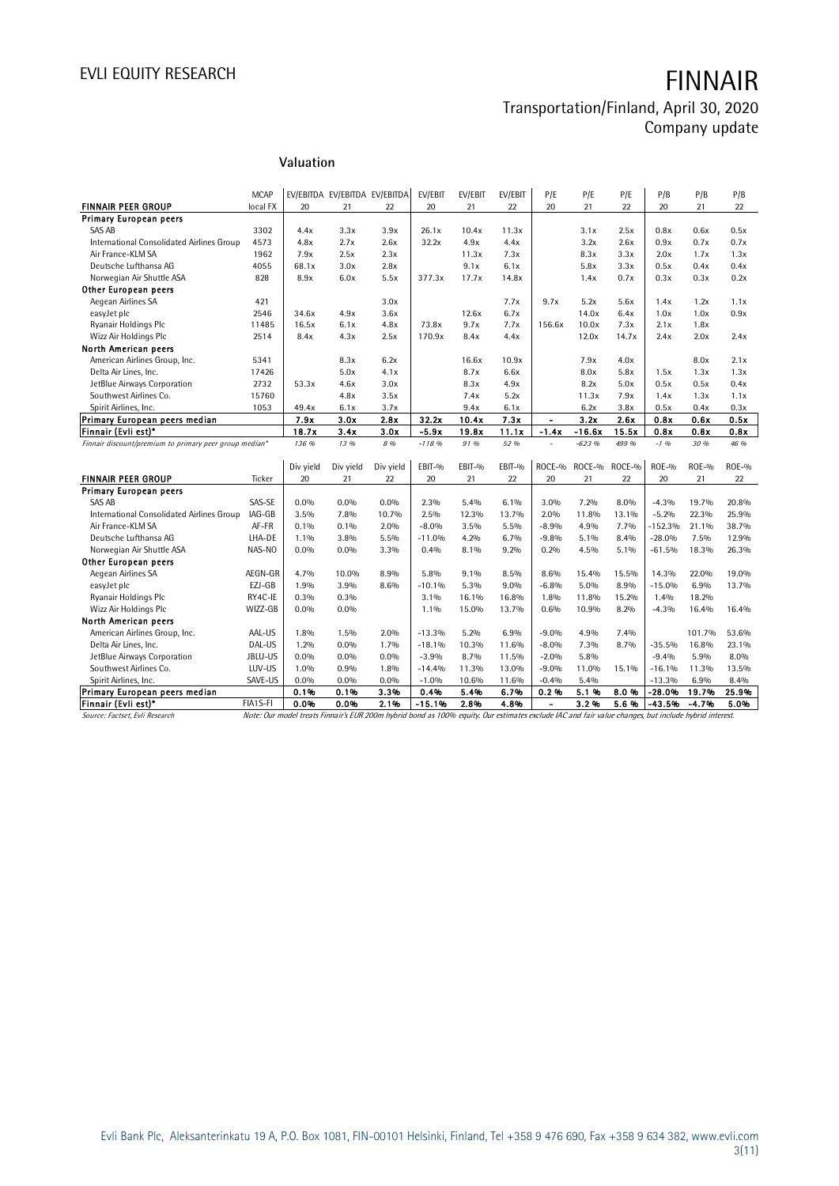## Valuation

| FINNAIR PEER GROUP | MCAP local FX | EV/EBITDA 20 | EV/EBITDA 21 | EV/EBITDA 22 | EV/EBIT 20 | EV/EBIT 21 | EV/EBIT 22 | P/E 20 | P/E 21 | P/E 22 | P/B 20 | P/B 21 | P/B 22 |
|---|---|---|---|---|---|---|---|---|---|---|---|---|---|
| **Primary European peers** | | | | | | | | | | | | | |
| SAS AB | 3302 | 4.4x | 3.3x | 3.9x | 26.1x | 10.4x | 11.3x | | 3.1x | 2.5x | 0.8x | 0.6x | 0.5x |
| International Consolidated Airlines Group | 4573 | 4.8x | 2.7x | 2.6x | 32.2x | 4.9x | 4.4x | | 3.2x | 2.6x | 0.9x | 0.7x | 0.7x |
| Air France-KLM SA | 1962 | 7.9x | 2.5x | 2.3x | | 11.3x | 7.3x | | 8.3x | 3.3x | 2.0x | 1.7x | 1.3x |
| Deutsche Lufthansa AG | 4055 | 68.1x | 3.0x | 2.8x | | 9.1x | 6.1x | | 5.8x | 3.3x | 0.5x | 0.4x | 0.4x |
| Norwegian Air Shuttle ASA | 828 | 8.9x | 6.0x | 5.5x | 377.3x | 17.7x | 14.8x | | 1.4x | 0.7x | 0.3x | 0.3x | 0.2x |
| **Other European peers** | | | | | | | | | | | | | |
| Aegean Airlines SA | 421 | | | 3.0x | | | 7.7x | 9.7x | 5.2x | 5.6x | 1.4x | 1.2x | 1.1x |
| easyJet plc | 2546 | 34.6x | 4.9x | 3.6x | | 12.6x | 6.7x | | 14.0x | 6.4x | 1.0x | 1.0x | 0.9x |
| Ryanair Holdings Plc | 11485 | 16.5x | 6.1x | 4.8x | 73.8x | 9.7x | 7.7x | 156.6x | 10.0x | 7.3x | 2.1x | 1.8x | |
| Wizz Air Holdings Plc | 2514 | 8.4x | 4.3x | 2.5x | 170.9x | 8.4x | 4.4x | | 12.0x | 14.7x | 2.4x | 2.0x | 2.4x |
| **North American peers** | | | | | | | | | | | | | |
| American Airlines Group, Inc. | 5341 | | 8.3x | 6.2x | | 16.6x | 10.9x | | 7.9x | 4.0x | | 8.0x | 2.1x |
| Delta Air Lines, Inc. | 17426 | | 5.0x | 4.1x | | 8.7x | 6.6x | | 8.0x | 5.8x | 1.5x | 1.3x | 1.3x |
| JetBlue Airways Corporation | 2732 | 53.3x | 4.6x | 3.0x | | 8.3x | 4.9x | | 8.2x | 5.0x | 0.5x | 0.5x | 0.4x |
| Southwest Airlines Co. | 15760 | | 4.8x | 3.5x | | 7.4x | 5.2x | | 11.3x | 7.9x | 1.4x | 1.3x | 1.1x |
| Spirit Airlines, Inc. | 1053 | 49.4x | 6.1x | 3.7x | | 9.4x | 6.1x | | 6.2x | 3.8x | 0.5x | 0.4x | 0.3x |
| **Primary European peers median** | | **7.9x** | **3.0x** | **2.8x** | **32.2x** | **10.4x** | **7.3x** | **-** | **3.2x** | **2.6x** | **0.8x** | **0.6x** | **0.5x** |
| **Finnair (Evli est)*** | | **18.7x** | **3.4x** | **3.0x** | **-5.9x** | **19.8x** | **11.1x** | **-1.4x** | **-16.6x** | **15.5x** | **0.8x** | **0.8x** | **0.8x** |
| *Finnair discount/premium to primary peer group median** | | *136 %* | *13 %* | *8 %* | *-118 %* | *91 %* | *52 %* | *-* | *-623 %* | *499 %* | *-1 %* | *30 %* | *46 %* |

| FINNAIR PEER GROUP | Ticker | Div yield 20 | Div yield 21 | Div yield 22 | EBIT-% 20 | EBIT-% 21 | EBIT-% 22 | ROCE-% 20 | ROCE-% 21 | ROCE-% 22 | ROE-% 20 | ROE-% 21 | ROE-% 22 |
|---|---|---|---|---|---|---|---|---|---|---|---|---|---|
| **Primary European peers** | | | | | | | | | | | | | |
| SAS AB | SAS-SE | 0.0% | 0.0% | 0.0% | 2.3% | 5.4% | 6.1% | 3.0% | 7.2% | 8.0% | -4.3% | 19.7% | 20.8% |
| International Consolidated Airlines Group | IAG-GB | 3.5% | 7.8% | 10.7% | 2.5% | 12.3% | 13.7% | 2.0% | 11.8% | 13.1% | -5.2% | 22.3% | 25.9% |
| Air France-KLM SA | AF-FR | 0.1% | 0.1% | 2.0% | -8.0% | 3.5% | 5.5% | -8.9% | 4.9% | 7.7% | -152.3% | 21.1% | 38.7% |
| Deutsche Lufthansa AG | LHA-DE | 1.1% | 3.8% | 5.5% | -11.0% | 4.2% | 6.7% | -9.8% | 5.1% | 8.4% | -28.0% | 7.5% | 12.9% |
| Norwegian Air Shuttle ASA | NAS-NO | 0.0% | 0.0% | 3.3% | 0.4% | 8.1% | 9.2% | 0.2% | 4.5% | 5.1% | -61.5% | 18.3% | 26.3% |
| **Other European peers** | | | | | | | | | | | | | |
| Aegean Airlines SA | AEGN-GR | 4.7% | 10.0% | 8.9% | 5.8% | 9.1% | 8.5% | 8.6% | 15.4% | 15.5% | 14.3% | 22.0% | 19.0% |
| easyJet plc | EZJ-GB | 1.9% | 3.9% | 8.6% | -10.1% | 5.3% | 9.0% | -6.8% | 5.0% | 8.9% | -15.0% | 6.9% | 13.7% |
| Ryanair Holdings Plc | RY4C-IE | 0.3% | 0.3% | | 3.1% | 16.1% | 16.8% | 1.8% | 11.8% | 15.2% | 1.4% | 18.2% | |
| Wizz Air Holdings Plc | WIZZ-GB | 0.0% | 0.0% | | 1.1% | 15.0% | 13.7% | 0.6% | 10.9% | 8.2% | -4.3% | 16.4% | 16.4% |
| **North American peers** | | | | | | | | | | | | | |
| American Airlines Group, Inc. | AAL-US | 1.8% | 1.5% | 2.0% | -13.3% | 5.2% | 6.9% | -9.0% | 4.9% | 7.4% | | 101.7% | 53.6% |
| Delta Air Lines, Inc. | DAL-US | 1.2% | 0.0% | 1.7% | -18.1% | 10.3% | 11.6% | -8.0% | 7.3% | 8.7% | -35.5% | 16.8% | 23.1% |
| JetBlue Airways Corporation | JBLU-US | 0.0% | 0.0% | 0.0% | -3.9% | 8.7% | 11.5% | -2.0% | 5.8% | | -9.4% | 5.9% | 8.0% |
| Southwest Airlines Co. | LUV-US | 1.0% | 0.9% | 1.8% | -14.4% | 11.3% | 13.0% | -9.0% | 11.0% | 15.1% | -16.1% | 11.3% | 13.5% |
| Spirit Airlines, Inc. | SAVE-US | 0.0% | 0.0% | 0.0% | -1.0% | 10.6% | 11.6% | -0.4% | 5.4% | | -13.3% | 6.9% | 8.4% |
| **Primary European peers median** | | **0.1%** | **0.1%** | **3.3%** | **0.4%** | **5.4%** | **6.7%** | **0.2 %** | **5.1 %** | **8.0 %** | **-28.0%** | **19.7%** | **25.9%** |
| **Finnair (Evli est)*** | **FIA1S-FI** | **0.0%** | **0.0%** | **2.1%** | **-15.1%** | **2.8%** | **4.8%** | **-** | **3.2 %** | **5.6 %** | **-43.5%** | **-4.7%** | **5.0%** |

*Source: Factset, Evli Research*

*Note: Our model treats Finnair's EUR 200m hybrid bond as 100% equity. Our estimates exclude IAC and fair value changes, but include hybrid interest.*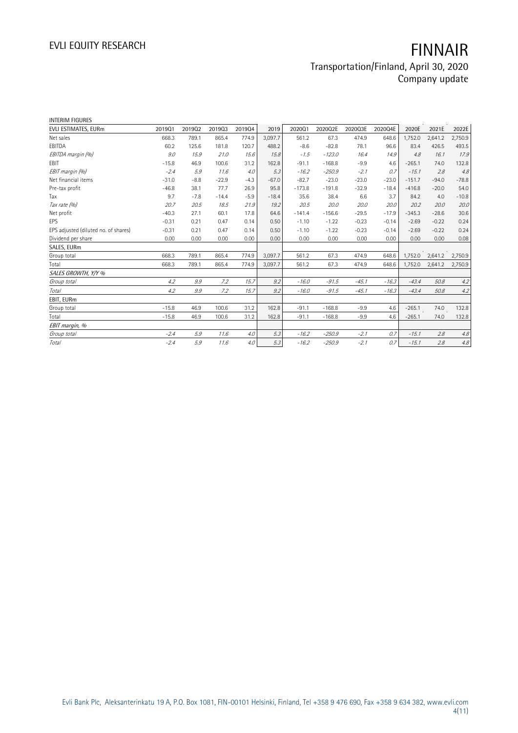INTERIM FIGURES

| EVLI ESTIMATES, EURm | 2019Q1 | 2019Q2 | 2019Q3 | 2019Q4 | 2019 | 2020Q1 | 2020Q2E | 2020Q3E | 2020Q4E | 2020E | 2021E | 2022E |
|---|---|---|---|---|---|---|---|---|---|---|---|---|
| Net sales | 668.3 | 789.1 | 865.4 | 774.9 | 3,097.7 | 561.2 | 67.3 | 474.9 | 648.6 | 1,752.0 | 2,641.2 | 2,750.9 |
| EBITDA | 60.2 | 125.6 | 181.8 | 120.7 | 488.2 | -8.6 | -82.8 | 78.1 | 96.6 | 83.4 | 426.5 | 493.5 |
| *EBITDA margin (%)* | *9.0* | *15.9* | *21.0* | *15.6* | *15.8* | *-1.5* | *-123.0* | *16.4* | *14.9* | *4.8* | *16.1* | *17.9* |
| EBIT | -15.8 | 46.9 | 100.6 | 31.2 | 162.8 | -91.1 | -168.8 | -9.9 | 4.6 | -265.1 | 74.0 | 132.8 |
| *EBIT margin (%)* | *-2.4* | *5.9* | *11.6* | *4.0* | *5.3* | *-16.2* | *-250.9* | *-2.1* | *0.7* | *-15.1* | *2.8* | *4.8* |
| Net financial items | -31.0 | -8.8 | -22.9 | -4.3 | -67.0 | -82.7 | -23.0 | -23.0 | -23.0 | -151.7 | -94.0 | -78.8 |
| Pre-tax profit | -46.8 | 38.1 | 77.7 | 26.9 | 95.8 | -173.8 | -191.8 | -32.9 | -18.4 | -416.8 | -20.0 | 54.0 |
| Tax | 9.7 | -7.8 | -14.4 | -5.9 | -18.4 | 35.6 | 38.4 | 6.6 | 3.7 | 84.2 | 4.0 | -10.8 |
| *Tax rate (%)* | *20.7* | *20.5* | *18.5* | *21.9* | *19.2* | *20.5* | *20.0* | *20.0* | *20.0* | *20.2* | *20.0* | *20.0* |
| Net profit | -40.3 | 27.1 | 60.1 | 17.8 | 64.6 | -141.4 | -156.6 | -29.5 | -17.9 | -345.3 | -28.6 | 30.6 |
| EPS | -0.31 | 0.21 | 0.47 | 0.14 | 0.50 | -1.10 | -1.22 | -0.23 | -0.14 | -2.69 | -0.22 | 0.24 |
| EPS adjusted (diluted no. of shares) | -0.31 | 0.21 | 0.47 | 0.14 | 0.50 | -1.10 | -1.22 | -0.23 | -0.14 | -2.69 | -0.22 | 0.24 |
| Dividend per share | 0.00 | 0.00 | 0.00 | 0.00 | 0.00 | 0.00 | 0.00 | 0.00 | 0.00 | 0.00 | 0.00 | 0.08 |
| SALES, EURm | | | | | | | | | | | | |
| Group total | 668.3 | 789.1 | 865.4 | 774.9 | 3,097.7 | 561.2 | 67.3 | 474.9 | 648.6 | 1,752.0 | 2,641.2 | 2,750.9 |
| Total | 668.3 | 789.1 | 865.4 | 774.9 | 3,097.7 | 561.2 | 67.3 | 474.9 | 648.6 | 1,752.0 | 2,641.2 | 2,750.9 |
| *SALES GROWTH, Y/Y %* | | | | | | | | | | | | |
| *Group total* | *4.2* | *9.9* | *7.2* | *15.7* | *9.2* | *-16.0* | *-91.5* | *-45.1* | *-16.3* | *-43.4* | *50.8* | *4.2* |
| *Total* | *4.2* | *9.9* | *7.2* | *15.7* | *9.2* | *-16.0* | *-91.5* | *-45.1* | *-16.3* | *-43.4* | *50.8* | *4.2* |
| EBIT, EURm | | | | | | | | | | | | |
| Group total | -15.8 | 46.9 | 100.6 | 31.2 | 162.8 | -91.1 | -168.8 | -9.9 | 4.6 | -265.1 | 74.0 | 132.8 |
| Total | -15.8 | 46.9 | 100.6 | 31.2 | 162.8 | -91.1 | -168.8 | -9.9 | 4.6 | -265.1 | 74.0 | 132.8 |
| *EBIT margin, %* | | | | | | | | | | | | |
| *Group total* | *-2.4* | *5.9* | *11.6* | *4.0* | *5.3* | *-16.2* | *-250.9* | *-2.1* | *0.7* | *-15.1* | *2.8* | *4.8* |
| *Total* | *-2.4* | *5.9* | *11.6* | *4.0* | *5.3* | *-16.2* | *-250.9* | *-2.1* | *0.7* | *-15.1* | *2.8* | *4.8* |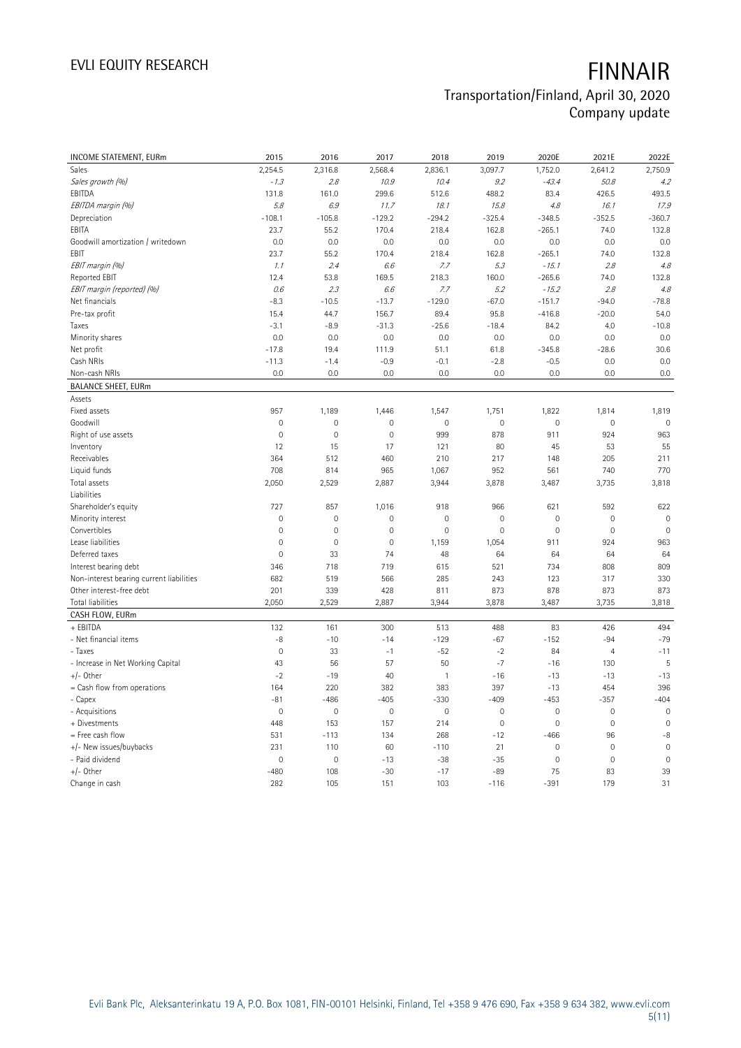# EVLI EQUITY RESEARCH

# FINNAIR

## Transportation/Finland, April 30, 2020
## Company update

| INCOME STATEMENT, EURm | 2015 | 2016 | 2017 | 2018 | 2019 | 2020E | 2021E | 2022E |
|---|---|---|---|---|---|---|---|---|
| Sales | 2,254.5 | 2,316.8 | 2,568.4 | 2,836.1 | 3,097.7 | 1,752.0 | 2,641.2 | 2,750.9 |
| *Sales growth (%)* | *-1.3* | *2.8* | *10.9* | *10.4* | *9.2* | *-43.4* | *50.8* | *4.2* |
| EBITDA | 131.8 | 161.0 | 299.6 | 512.6 | 488.2 | 83.4 | 426.5 | 493.5 |
| *EBITDA margin (%)* | *5.8* | *6.9* | *11.7* | *18.1* | *15.8* | *4.8* | *16.1* | *17.9* |
| Depreciation | -108.1 | -105.8 | -129.2 | -294.2 | -325.4 | -348.5 | -352.5 | -360.7 |
| EBITA | 23.7 | 55.2 | 170.4 | 218.4 | 162.8 | -265.1 | 74.0 | 132.8 |
| Goodwill amortization / writedown | 0.0 | 0.0 | 0.0 | 0.0 | 0.0 | 0.0 | 0.0 | 0.0 |
| EBIT | 23.7 | 55.2 | 170.4 | 218.4 | 162.8 | -265.1 | 74.0 | 132.8 |
| *EBIT margin (%)* | *1.1* | *2.4* | *6.6* | *7.7* | *5.3* | *-15.1* | *2.8* | *4.8* |
| Reported EBIT | 12.4 | 53.8 | 169.5 | 218.3 | 160.0 | -265.6 | 74.0 | 132.8 |
| *EBIT margin (reported) (%)* | *0.6* | *2.3* | *6.6* | *7.7* | *5.2* | *-15.2* | *2.8* | *4.8* |
| Net financials | -8.3 | -10.5 | -13.7 | -129.0 | -67.0 | -151.7 | -94.0 | -78.8 |
| Pre-tax profit | 15.4 | 44.7 | 156.7 | 89.4 | 95.8 | -416.8 | -20.0 | 54.0 |
| Taxes | -3.1 | -8.9 | -31.3 | -25.6 | -18.4 | 84.2 | 4.0 | -10.8 |
| Minority shares | 0.0 | 0.0 | 0.0 | 0.0 | 0.0 | 0.0 | 0.0 | 0.0 |
| Net profit | -17.8 | 19.4 | 111.9 | 51.1 | 61.8 | -345.8 | -28.6 | 30.6 |
| Cash NRIs | -11.3 | -1.4 | -0.9 | -0.1 | -2.8 | -0.5 | 0.0 | 0.0 |
| Non-cash NRIs | 0.0 | 0.0 | 0.0 | 0.0 | 0.0 | 0.0 | 0.0 | 0.0 |
| **BALANCE SHEET, EURm** | | | | | | | | |
| Assets | | | | | | | | |
| Fixed assets | 957 | 1,189 | 1,446 | 1,547 | 1,751 | 1,822 | 1,814 | 1,819 |
| Goodwill | 0 | 0 | 0 | 0 | 0 | 0 | 0 | 0 |
| Right of use assets | 0 | 0 | 0 | 999 | 878 | 911 | 924 | 963 |
| Inventory | 12 | 15 | 17 | 121 | 80 | 45 | 53 | 55 |
| Receivables | 364 | 512 | 460 | 210 | 217 | 148 | 205 | 211 |
| Liquid funds | 708 | 814 | 965 | 1,067 | 952 | 561 | 740 | 770 |
| Total assets | 2,050 | 2,529 | 2,887 | 3,944 | 3,878 | 3,487 | 3,735 | 3,818 |
| Liabilities | | | | | | | | |
| Shareholder's equity | 727 | 857 | 1,016 | 918 | 966 | 621 | 592 | 622 |
| Minority interest | 0 | 0 | 0 | 0 | 0 | 0 | 0 | 0 |
| Convertibles | 0 | 0 | 0 | 0 | 0 | 0 | 0 | 0 |
| Lease liabilities | 0 | 0 | 0 | 1,159 | 1,054 | 911 | 924 | 963 |
| Deferred taxes | 0 | 33 | 74 | 48 | 64 | 64 | 64 | 64 |
| Interest bearing debt | 346 | 718 | 719 | 615 | 521 | 734 | 808 | 809 |
| Non-interest bearing current liabilities | 682 | 519 | 566 | 285 | 243 | 123 | 317 | 330 |
| Other interest-free debt | 201 | 339 | 428 | 811 | 873 | 878 | 873 | 873 |
| Total liabilities | 2,050 | 2,529 | 2,887 | 3,944 | 3,878 | 3,487 | 3,735 | 3,818 |
| **CASH FLOW, EURm** | | | | | | | | |
| + EBITDA | 132 | 161 | 300 | 513 | 488 | 83 | 426 | 494 |
| - Net financial items | -8 | -10 | -14 | -129 | -67 | -152 | -94 | -79 |
| - Taxes | 0 | 33 | -1 | -52 | -2 | 84 | 4 | -11 |
| - Increase in Net Working Capital | 43 | 56 | 57 | 50 | -7 | -16 | 130 | 5 |
| +/- Other | -2 | -19 | 40 | 1 | -16 | -13 | -13 | -13 |
| = Cash flow from operations | 164 | 220 | 382 | 383 | 397 | -13 | 454 | 396 |
| - Capex | -81 | -486 | -405 | -330 | -409 | -453 | -357 | -404 |
| - Acquisitions | 0 | 0 | 0 | 0 | 0 | 0 | 0 | 0 |
| + Divestments | 448 | 153 | 157 | 214 | 0 | 0 | 0 | 0 |
| = Free cash flow | 531 | -113 | 134 | 268 | -12 | -466 | 96 | -8 |
| +/- New issues/buybacks | 231 | 110 | 60 | -110 | 21 | 0 | 0 | 0 |
| - Paid dividend | 0 | 0 | -13 | -38 | -35 | 0 | 0 | 0 |
| +/- Other | -480 | 108 | -30 | -17 | -89 | 75 | 83 | 39 |
| Change in cash | 282 | 105 | 151 | 103 | -116 | -391 | 179 | 31 |

Evli Bank Plc, Aleksanterinkatu 19 A, P.O. Box 1081, FIN-00101 Helsinki, Finland, Tel +358 9 476 690, Fax +358 9 634 382, www.evli.com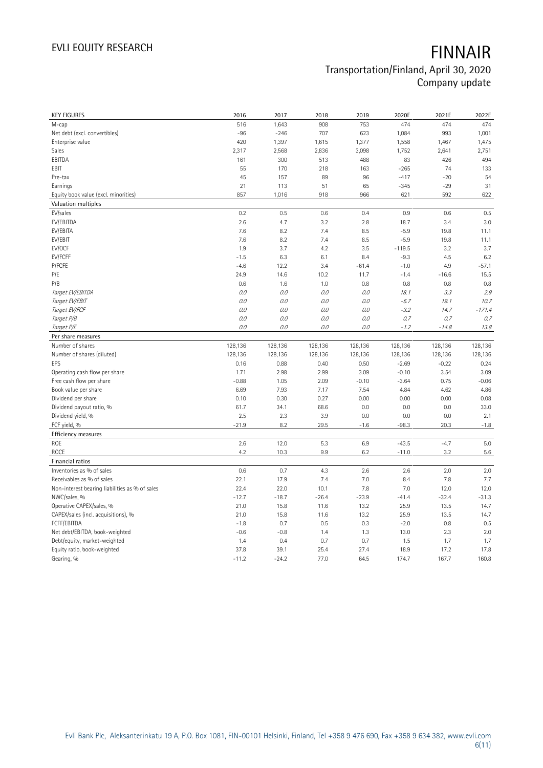| KEY FIGURES | 2016 | 2017 | 2018 | 2019 | 2020E | 2021E | 2022E |
|---|---|---|---|---|---|---|---|
| M-cap | 516 | 1,643 | 908 | 753 | 474 | 474 | 474 |
| Net debt (excl. convertibles) | -96 | -246 | 707 | 623 | 1,084 | 993 | 1,001 |
| Enterprise value | 420 | 1,397 | 1,615 | 1,377 | 1,558 | 1,467 | 1,475 |
| Sales | 2,317 | 2,568 | 2,836 | 3,098 | 1,752 | 2,641 | 2,751 |
| EBITDA | 161 | 300 | 513 | 488 | 83 | 426 | 494 |
| EBIT | 55 | 170 | 218 | 163 | -265 | 74 | 133 |
| Pre-tax | 45 | 157 | 89 | 96 | -417 | -20 | 54 |
| Earnings | 21 | 113 | 51 | 65 | -345 | -29 | 31 |
| Equity book value (excl. minorities) | 857 | 1,016 | 918 | 966 | 621 | 592 | 622 |
| **Valuation multiples** | | | | | | | |
| EV/sales | 0.2 | 0.5 | 0.6 | 0.4 | 0.9 | 0.6 | 0.5 |
| EV/EBITDA | 2.6 | 4.7 | 3.2 | 2.8 | 18.7 | 3.4 | 3.0 |
| EV/EBITA | 7.6 | 8.2 | 7.4 | 8.5 | -5.9 | 19.8 | 11.1 |
| EV/EBIT | 7.6 | 8.2 | 7.4 | 8.5 | -5.9 | 19.8 | 11.1 |
| EV/OCF | 1.9 | 3.7 | 4.2 | 3.5 | -119.5 | 3.2 | 3.7 |
| EV/FCFF | -1.5 | 6.3 | 6.1 | 8.4 | -9.3 | 4.5 | 6.2 |
| P/FCFE | -4.6 | 12.2 | 3.4 | -61.4 | -1.0 | 4.9 | -57.1 |
| P/E | 24.9 | 14.6 | 10.2 | 11.7 | -1.4 | -16.6 | 15.5 |
| P/B | 0.6 | 1.6 | 1.0 | 0.8 | 0.8 | 0.8 | 0.8 |
| *Target EV/EBITDA* | *0.0* | *0.0* | *0.0* | *0.0* | *18.1* | *3.3* | *2.9* |
| *Target EV/EBIT* | *0.0* | *0.0* | *0.0* | *0.0* | *-5.7* | *19.1* | *10.7* |
| *Target EV/FCF* | *0.0* | *0.0* | *0.0* | *0.0* | *-3.2* | *14.7* | *-171.4* |
| *Target P/B* | *0.0* | *0.0* | *0.0* | *0.0* | *0.7* | *0.7* | *0.7* |
| *Target P/E* | *0.0* | *0.0* | *0.0* | *0.0* | *-1.2* | *-14.8* | *13.8* |
| **Per share measures** | | | | | | | |
| Number of shares | 128,136 | 128,136 | 128,136 | 128,136 | 128,136 | 128,136 | 128,136 |
| Number of shares (diluted) | 128,136 | 128,136 | 128,136 | 128,136 | 128,136 | 128,136 | 128,136 |
| EPS | 0.16 | 0.88 | 0.40 | 0.50 | -2.69 | -0.22 | 0.24 |
| Operating cash flow per share | 1.71 | 2.98 | 2.99 | 3.09 | -0.10 | 3.54 | 3.09 |
| Free cash flow per share | -0.88 | 1.05 | 2.09 | -0.10 | -3.64 | 0.75 | -0.06 |
| Book value per share | 6.69 | 7.93 | 7.17 | 7.54 | 4.84 | 4.62 | 4.86 |
| Dividend per share | 0.10 | 0.30 | 0.27 | 0.00 | 0.00 | 0.00 | 0.08 |
| Dividend payout ratio, % | 61.7 | 34.1 | 68.6 | 0.0 | 0.0 | 0.0 | 33.0 |
| Dividend yield, % | 2.5 | 2.3 | 3.9 | 0.0 | 0.0 | 0.0 | 2.1 |
| FCF yield, % | -21.9 | 8.2 | 29.5 | -1.6 | -98.3 | 20.3 | -1.8 |
| **Efficiency measures** | | | | | | | |
| ROE | 2.6 | 12.0 | 5.3 | 6.9 | -43.5 | -4.7 | 5.0 |
| ROCE | 4.2 | 10.3 | 9.9 | 6.2 | -11.0 | 3.2 | 5.6 |
| **Financial ratios** | | | | | | | |
| Inventories as % of sales | 0.6 | 0.7 | 4.3 | 2.6 | 2.6 | 2.0 | 2.0 |
| Receivables as % of sales | 22.1 | 17.9 | 7.4 | 7.0 | 8.4 | 7.8 | 7.7 |
| Non-interest bearing liabilities as % of sales | 22.4 | 22.0 | 10.1 | 7.8 | 7.0 | 12.0 | 12.0 |
| NWC/sales, % | -12.7 | -18.7 | -26.4 | -23.9 | -41.4 | -32.4 | -31.3 |
| Operative CAPEX/sales, % | 21.0 | 15.8 | 11.6 | 13.2 | 25.9 | 13.5 | 14.7 |
| CAPEX/sales (incl. acquisitions), % | 21.0 | 15.8 | 11.6 | 13.2 | 25.9 | 13.5 | 14.7 |
| FCFF/EBITDA | -1.8 | 0.7 | 0.5 | 0.3 | -2.0 | 0.8 | 0.5 |
| Net debt/EBITDA, book-weighted | -0.6 | -0.8 | 1.4 | 1.3 | 13.0 | 2.3 | 2.0 |
| Debt/equity, market-weighted | 1.4 | 0.4 | 0.7 | 0.7 | 1.5 | 1.7 | 1.7 |
| Equity ratio, book-weighted | 37.8 | 39.1 | 25.4 | 27.4 | 18.9 | 17.2 | 17.8 |
| Gearing, % | -11.2 | -24.2 | 77.0 | 64.5 | 174.7 | 167.7 | 160.8 |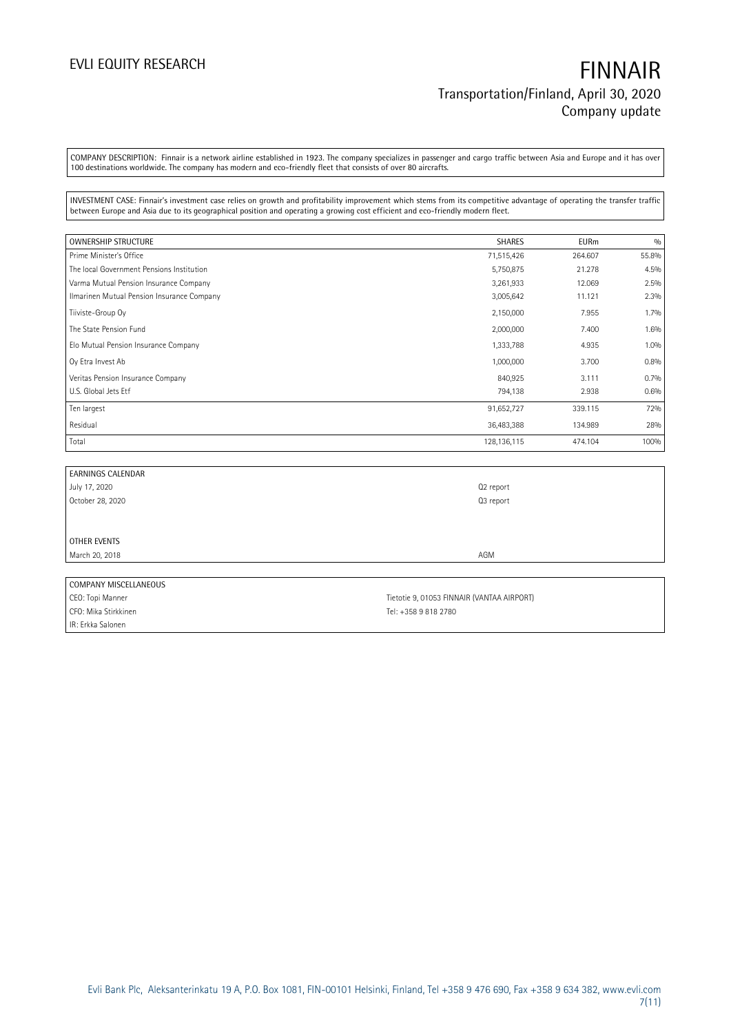COMPANY DESCRIPTION: Finnair is a network airline established in 1923. The company specializes in passenger and cargo traffic between Asia and Europe and it has over 100 destinations worldwide. The company has modern and eco-friendly fleet that consists of over 80 aircrafts.

INVESTMENT CASE: Finnair's investment case relies on growth and profitability improvement which stems from its competitive advantage of operating the transfer traffic between Europe and Asia due to its geographical position and operating a growing cost efficient and eco-friendly modern fleet.

| OWNERSHIP STRUCTURE | SHARES | EURm | % |
|---|---|---|---|
| Prime Minister's Office | 71,515,426 | 264.607 | 55.8% |
| The local Government Pensions Institution | 5,750,875 | 21.278 | 4.5% |
| Varma Mutual Pension Insurance Company | 3,261,933 | 12.069 | 2.5% |
| Ilmarinen Mutual Pension Insurance Company | 3,005,642 | 11.121 | 2.3% |
| Tiiviste-Group Oy | 2,150,000 | 7.955 | 1.7% |
| The State Pension Fund | 2,000,000 | 7.400 | 1.6% |
| Elo Mutual Pension Insurance Company | 1,333,788 | 4.935 | 1.0% |
| Oy Etra Invest Ab | 1,000,000 | 3.700 | 0.8% |
| Veritas Pension Insurance Company | 840,925 | 3.111 | 0.7% |
| U.S. Global Jets Etf | 794,138 | 2.938 | 0.6% |
| Ten largest | 91,652,727 | 339.115 | 72% |
| Residual | 36,483,388 | 134.989 | 28% |
| Total | 128,136,115 | 474.104 | 100% |

| EARNINGS CALENDAR | |
|---|---|
| July 17, 2020 | Q2 report |
| October 28, 2020 | Q3 report |
| | |
| OTHER EVENTS | |
| March 20, 2018 | AGM |

| COMPANY MISCELLANEOUS | |
|---|---|
| CEO: Topi Manner | Tietotie 9, 01053 FINNAIR (VANTAA AIRPORT) |
| CFO: Mika Stirkkinen | Tel: +358 9 818 2780 |
| IR: Erkka Salonen | |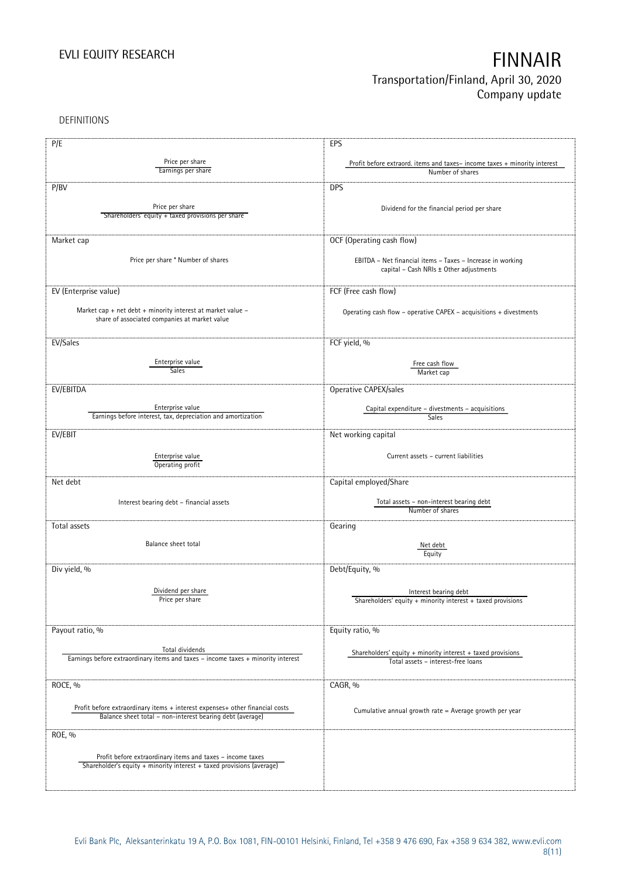DEFINITIONS

| P/E | EPS |
|---|---|
| Price per share / Earnings per share | Profit before extraord. items and taxes– income taxes + minority interest / Number of shares |
| **P/BV** | **DPS** |
| Price per share / Shareholders' equity + taxed provisions per share | Dividend for the financial period per share |
| **Market cap** | **OCF (Operating cash flow)** |
| Price per share * Number of shares | EBITDA – Net financial items – Taxes – Increase in working capital – Cash NRIs ± Other adjustments |
| **EV (Enterprise value)** | **FCF (Free cash flow)** |
| Market cap + net debt + minority interest at market value – share of associated companies at market value | Operating cash flow – operative CAPEX – acquisitions + divestments |
| **EV/Sales** | **FCF yield, %** |
| Enterprise value / Sales | Free cash flow / Market cap |
| **EV/EBITDA** | **Operative CAPEX/sales** |
| Enterprise value / Earnings before interest, tax, depreciation and amortization | Capital expenditure – divestments – acquisitions / Sales |
| **EV/EBIT** | **Net working capital** |
| Enterprise value / Operating profit | Current assets – current liabilities |
| **Net debt** | **Capital employed/Share** |
| Interest bearing debt – financial assets | Total assets – non-interest bearing debt / Number of shares |
| **Total assets** | **Gearing** |
| Balance sheet total | Net debt / Equity |
| **Div yield, %** | **Debt/Equity, %** |
| Dividend per share / Price per share | Interest bearing debt / Shareholders' equity + minority interest + taxed provisions |
| **Payout ratio, %** | **Equity ratio, %** |
| Total dividends / Earnings before extraordinary items and taxes – income taxes + minority interest | Shareholders' equity + minority interest + taxed provisions / Total assets – interest-free loans |
| **ROCE, %** | **CAGR, %** |
| Profit before extraordinary items + interest expenses+ other financial costs / Balance sheet total – non-interest bearing debt (average) | Cumulative annual growth rate = Average growth per year |
| **ROE, %** | |
| Profit before extraordinary items and taxes – income taxes / Shareholder's equity + minority interest + taxed provisions (average) | |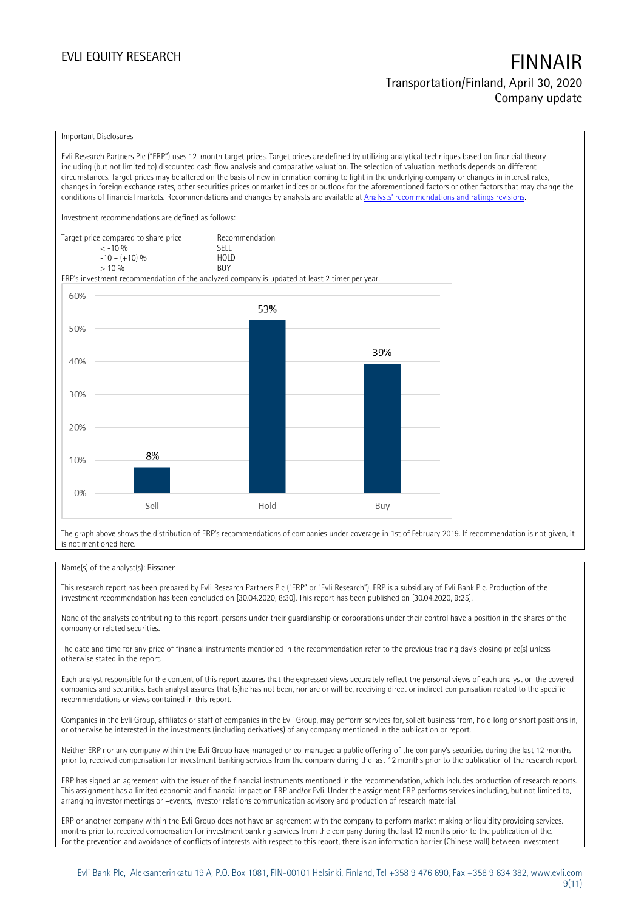## Important Disclosures

Evli Research Partners Plc ("ERP") uses 12-month target prices. Target prices are defined by utilizing analytical techniques based on financial theory including (but not limited to) discounted cash flow analysis and comparative valuation. The selection of valuation methods depends on different circumstances. Target prices may be altered on the basis of new information coming to light in the underlying company or changes in interest rates, changes in foreign exchange rates, other securities prices or market indices or outlook for the aforementioned factors or other factors that may change the conditions of financial markets. Recommendations and changes by analysts are available at [Analysts' recommendations and ratings revisions](#).

Investment recommendations are defined as follows:

| Target price compared to share price | Recommendation |
|---|---|
| < -10 % | SELL |
| -10 – (+10) % | HOLD |
| > 10 % | BUY |

ERP's investment recommendation of the analyzed company is updated at least 2 timer per year.

| | Sell | Hold | Buy |
|---|---|---|---|
| Share | 8% | 53% | 39% |

The graph above shows the distribution of ERP's recommendations of companies under coverage in 1st of February 2019. If recommendation is not given, it is not mentioned here.

Name(s) of the analyst(s): Rissanen

This research report has been prepared by Evli Research Partners Plc ("ERP" or "Evli Research"). ERP is a subsidiary of Evli Bank Plc. Production of the investment recommendation has been concluded on [30.04.2020, 8:30]. This report has been published on [30.04.2020, 9:25].

None of the analysts contributing to this report, persons under their guardianship or corporations under their control have a position in the shares of the company or related securities.

The date and time for any price of financial instruments mentioned in the recommendation refer to the previous trading day's closing price(s) unless otherwise stated in the report.

Each analyst responsible for the content of this report assures that the expressed views accurately reflect the personal views of each analyst on the covered companies and securities. Each analyst assures that (s)he has not been, nor are or will be, receiving direct or indirect compensation related to the specific recommendations or views contained in this report.

Companies in the Evli Group, affiliates or staff of companies in the Evli Group, may perform services for, solicit business from, hold long or short positions in, or otherwise be interested in the investments (including derivatives) of any company mentioned in the publication or report.

Neither ERP nor any company within the Evli Group have managed or co-managed a public offering of the company's securities during the last 12 months prior to, received compensation for investment banking services from the company during the last 12 months prior to the publication of the research report.

ERP has signed an agreement with the issuer of the financial instruments mentioned in the recommendation, which includes production of research reports. This assignment has a limited economic and financial impact on ERP and/or Evli. Under the assignment ERP performs services including, but not limited to, arranging investor meetings or –events, investor relations communication advisory and production of research material.

ERP or another company within the Evli Group does not have an agreement with the company to perform market making or liquidity providing services. months prior to, received compensation for investment banking services from the company during the last 12 months prior to the publication of the. For the prevention and avoidance of conflicts of interests with respect to this report, there is an information barrier (Chinese wall) between Investment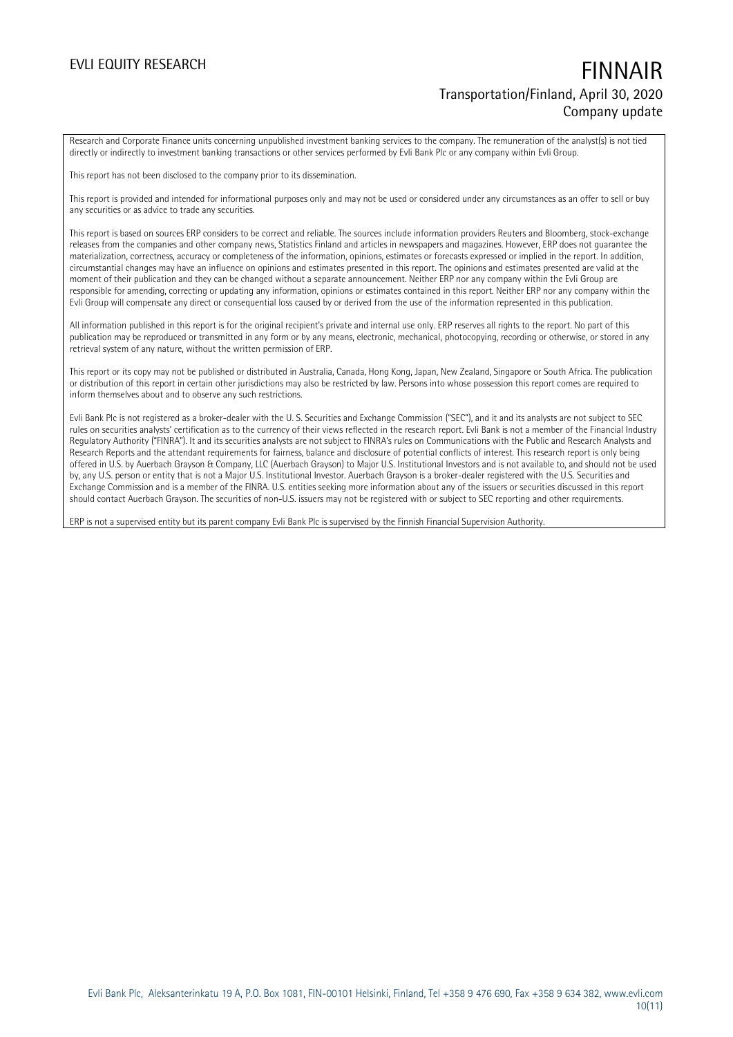Research and Corporate Finance units concerning unpublished investment banking services to the company. The remuneration of the analyst(s) is not tied directly or indirectly to investment banking transactions or other services performed by Evli Bank Plc or any company within Evli Group.

This report has not been disclosed to the company prior to its dissemination.

This report is provided and intended for informational purposes only and may not be used or considered under any circumstances as an offer to sell or buy any securities or as advice to trade any securities.

This report is based on sources ERP considers to be correct and reliable. The sources include information providers Reuters and Bloomberg, stock-exchange releases from the companies and other company news, Statistics Finland and articles in newspapers and magazines. However, ERP does not guarantee the materialization, correctness, accuracy or completeness of the information, opinions, estimates or forecasts expressed or implied in the report. In addition, circumstantial changes may have an influence on opinions and estimates presented in this report. The opinions and estimates presented are valid at the moment of their publication and they can be changed without a separate announcement. Neither ERP nor any company within the Evli Group are responsible for amending, correcting or updating any information, opinions or estimates contained in this report. Neither ERP nor any company within the Evli Group will compensate any direct or consequential loss caused by or derived from the use of the information represented in this publication.

All information published in this report is for the original recipient's private and internal use only. ERP reserves all rights to the report. No part of this publication may be reproduced or transmitted in any form or by any means, electronic, mechanical, photocopying, recording or otherwise, or stored in any retrieval system of any nature, without the written permission of ERP.

This report or its copy may not be published or distributed in Australia, Canada, Hong Kong, Japan, New Zealand, Singapore or South Africa. The publication or distribution of this report in certain other jurisdictions may also be restricted by law. Persons into whose possession this report comes are required to inform themselves about and to observe any such restrictions.

Evli Bank Plc is not registered as a broker-dealer with the U. S. Securities and Exchange Commission ("SEC"), and it and its analysts are not subject to SEC rules on securities analysts' certification as to the currency of their views reflected in the research report. Evli Bank is not a member of the Financial Industry Regulatory Authority ("FINRA"). It and its securities analysts are not subject to FINRA's rules on Communications with the Public and Research Analysts and Research Reports and the attendant requirements for fairness, balance and disclosure of potential conflicts of interest. This research report is only being offered in U.S. by Auerbach Grayson & Company, LLC (Auerbach Grayson) to Major U.S. Institutional Investors and is not available to, and should not be used by, any U.S. person or entity that is not a Major U.S. Institutional Investor. Auerbach Grayson is a broker-dealer registered with the U.S. Securities and Exchange Commission and is a member of the FINRA. U.S. entities seeking more information about any of the issuers or securities discussed in this report should contact Auerbach Grayson. The securities of non-U.S. issuers may not be registered with or subject to SEC reporting and other requirements.

ERP is not a supervised entity but its parent company Evli Bank Plc is supervised by the Finnish Financial Supervision Authority.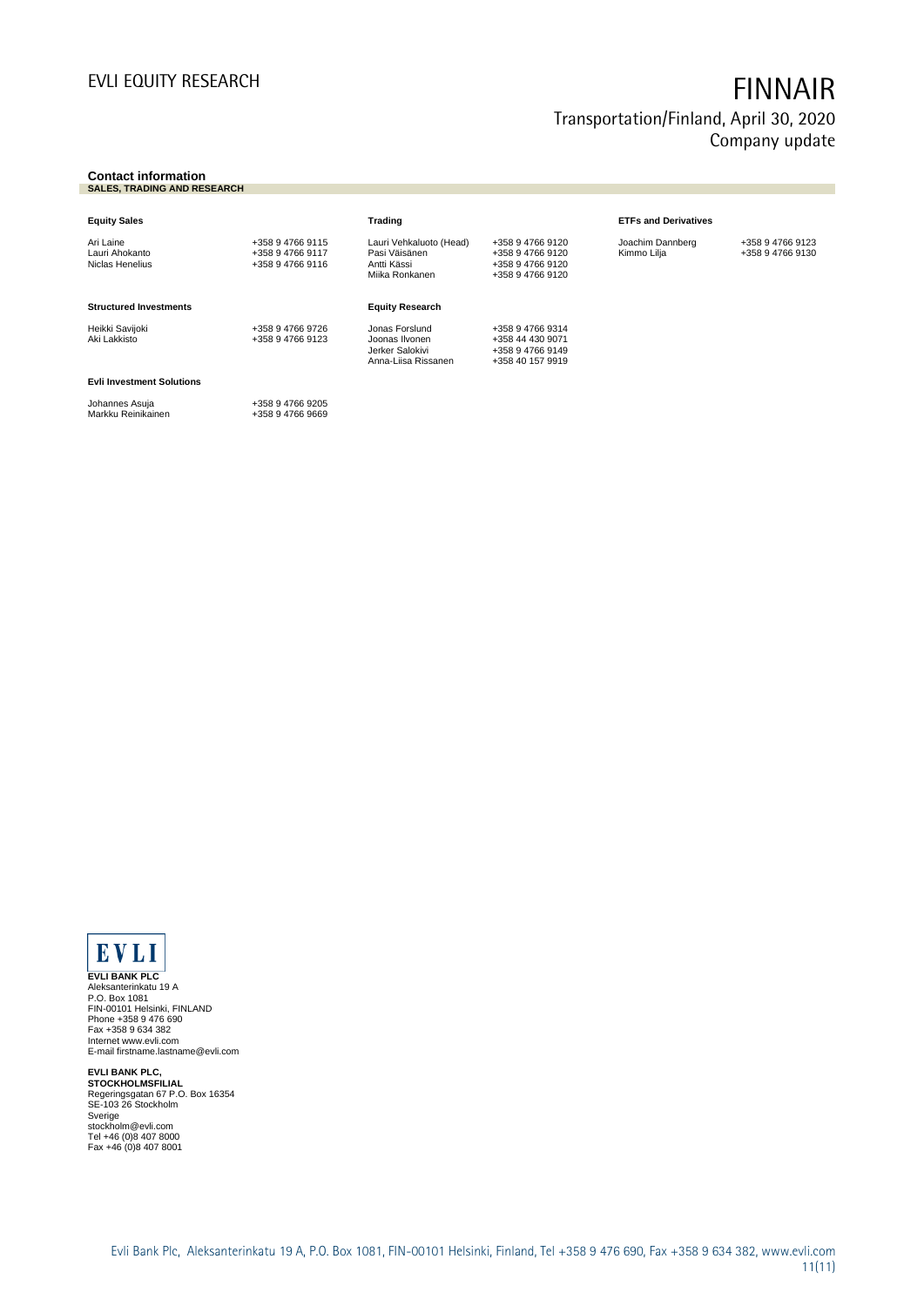## Contact information

**SALES, TRADING AND RESEARCH**

**Equity Sales**

| | |
|---|---|
| Ari Laine | +358 9 4766 9115 |
| Lauri Ahokanto | +358 9 4766 9117 |
| Niclas Henelius | +358 9 4766 9116 |

**Trading**

| | |
|---|---|
| Lauri Vehkaluoto (Head) | +358 9 4766 9120 |
| Pasi Väisänen | +358 9 4766 9120 |
| Antti Kässi | +358 9 4766 9120 |
| Miika Ronkanen | +358 9 4766 9120 |

**ETFs and Derivatives**

| | |
|---|---|
| Joachim Dannberg | +358 9 4766 9123 |
| Kimmo Lilja | +358 9 4766 9130 |

**Structured Investments**

| | |
|---|---|
| Heikki Savijoki | +358 9 4766 9726 |
| Aki Lakkisto | +358 9 4766 9123 |

**Equity Research**

| | |
|---|---|
| Jonas Forslund | +358 9 4766 9314 |
| Joonas Ilvonen | +358 44 430 9071 |
| Jerker Salokivi | +358 9 4766 9149 |
| Anna-Liisa Rissanen | +358 40 157 9919 |

**Evli Investment Solutions**

| | |
|---|---|
| Johannes Asuja | +358 9 4766 9205 |
| Markku Reinikainen | +358 9 4766 9669 |

**EVLI BANK PLC**
Aleksanterinkatu 19 A
P.O. Box 1081
FIN-00101 Helsinki, FINLAND
Phone +358 9 476 690
Fax +358 9 634 382
Internet www.evli.com
E-mail firstname.lastname@evli.com

**EVLI BANK PLC, STOCKHOLMSFILIAL**
Regeringsgatan 67 P.O. Box 16354
SE-103 26 Stockholm
Sverige
stockholm@evli.com
Tel +46 (0)8 407 8000
Fax +46 (0)8 407 8001